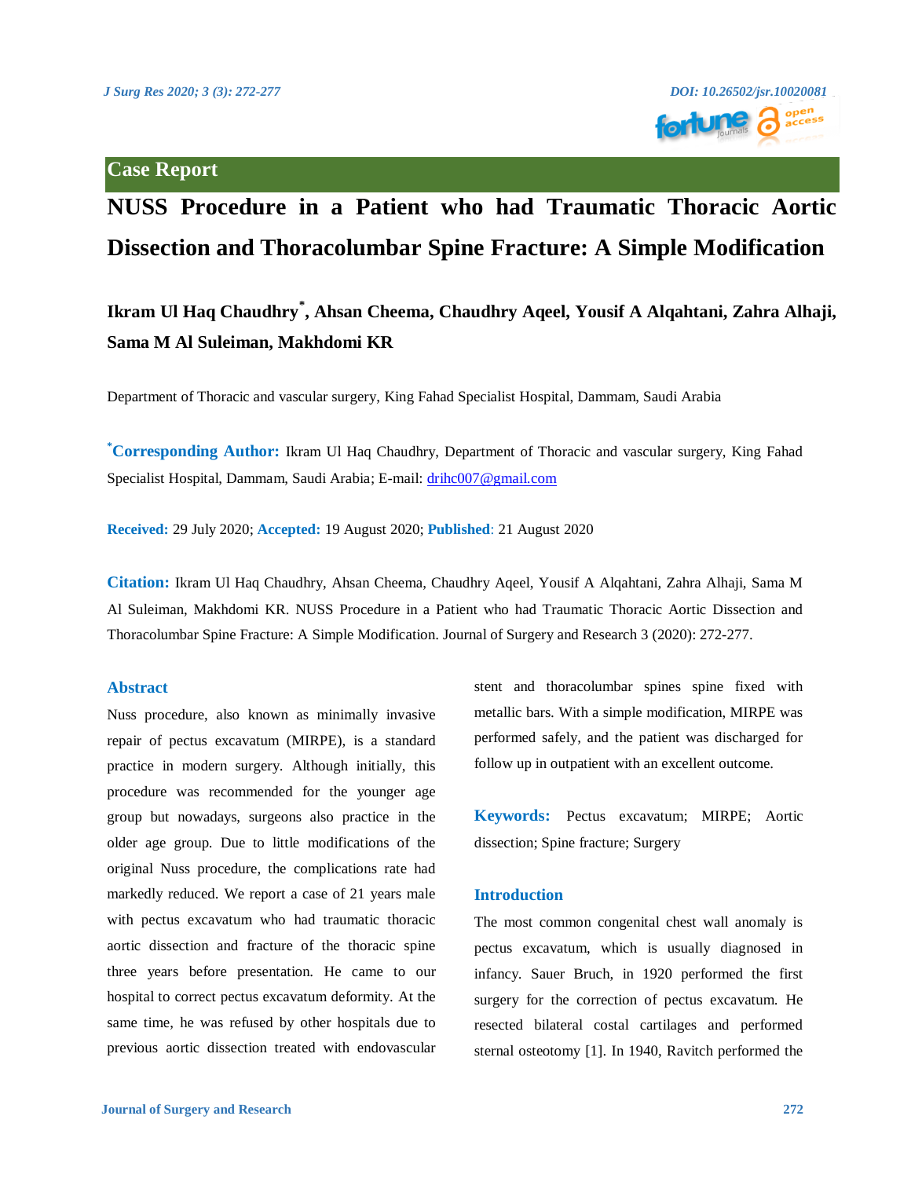Case Report

# NUSS Procedure in a Patient who had Traumatic Thoracic Aortic Dissection and Thoracolumbar Spine Fracture: A Simple Modification

**Ikram Ul Haq Chaudhry*, Ahsan Cheema, Chaudhry Aqeel, Yousif A Alqahtani, Zahra Alhaji, Sama M Al Suleiman, Makhdomi KR**

Department of Thoracic and vascular surgery, King Fahad Specialist Hospital, Dammam, Saudi Arabia

***Corresponding Author:** Ikram Ul Haq Chaudhry, Department of Thoracic and vascular surgery, King Fahad Specialist Hospital, Dammam, Saudi Arabia; E-mail: drihc007@gmail.com

**Received:** 29 July 2020; **Accepted:** 19 August 2020; **Published**: 21 August 2020

**Citation:** Ikram Ul Haq Chaudhry, Ahsan Cheema, Chaudhry Aqeel, Yousif A Alqahtani, Zahra Alhaji, Sama M Al Suleiman, Makhdomi KR. NUSS Procedure in a Patient who had Traumatic Thoracic Aortic Dissection and Thoracolumbar Spine Fracture: A Simple Modification. Journal of Surgery and Research 3 (2020): 272-277.

## Abstract

Nuss procedure, also known as minimally invasive repair of pectus excavatum (MIRPE), is a standard practice in modern surgery. Although initially, this procedure was recommended for the younger age group but nowadays, surgeons also practice in the older age group. Due to little modifications of the original Nuss procedure, the complications rate had markedly reduced. We report a case of 21 years male with pectus excavatum who had traumatic thoracic aortic dissection and fracture of the thoracic spine three years before presentation. He came to our hospital to correct pectus excavatum deformity. At the same time, he was refused by other hospitals due to previous aortic dissection treated with endovascular stent and thoracolumbar spines spine fixed with metallic bars. With a simple modification, MIRPE was performed safely, and the patient was discharged for follow up in outpatient with an excellent outcome.

**Keywords:** Pectus excavatum; MIRPE; Aortic dissection; Spine fracture; Surgery

## Introduction

The most common congenital chest wall anomaly is pectus excavatum, which is usually diagnosed in infancy. Sauer Bruch, in 1920 performed the first surgery for the correction of pectus excavatum. He resected bilateral costal cartilages and performed sternal osteotomy [1]. In 1940, Ravitch performed the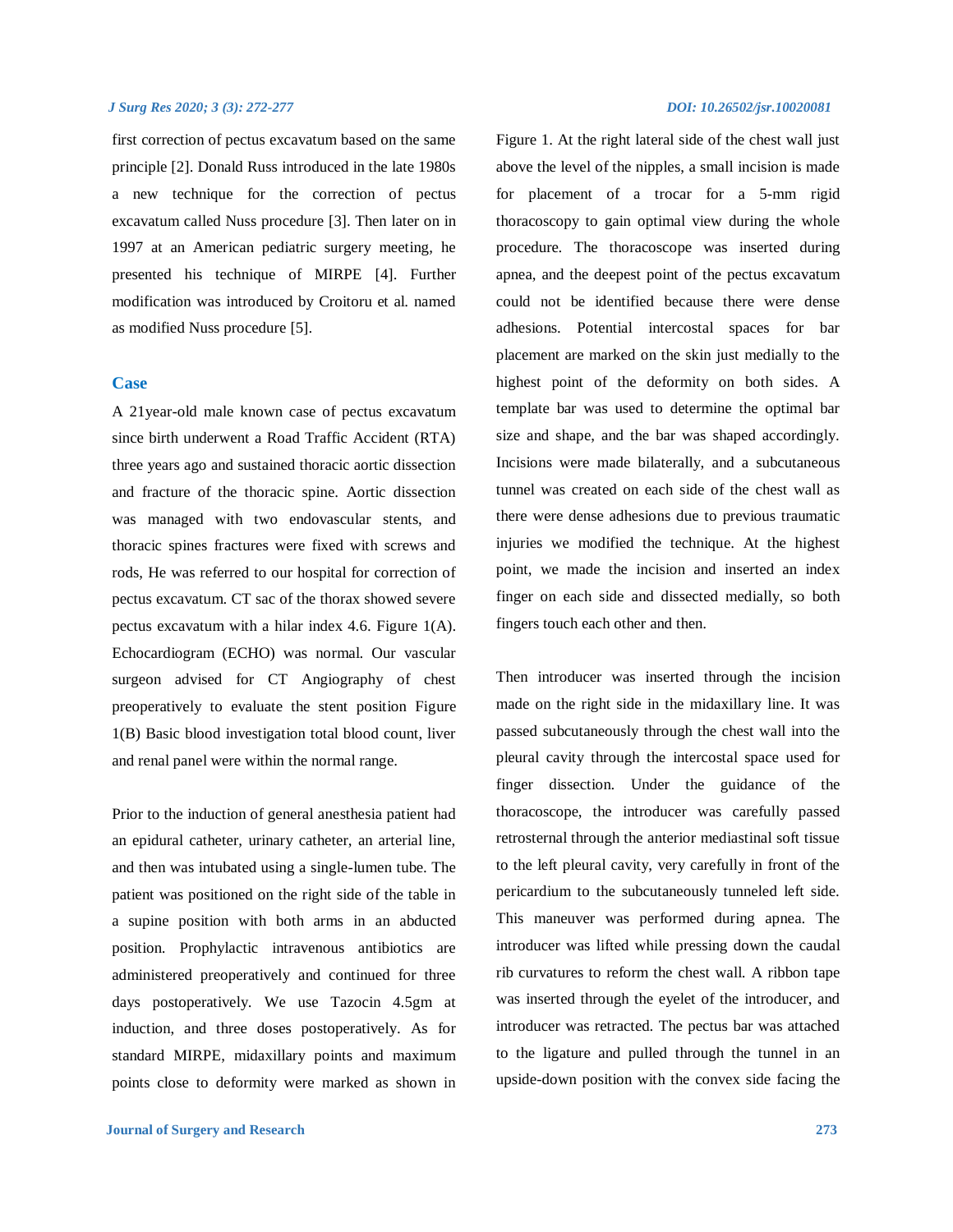first correction of pectus excavatum based on the same principle [2]. Donald Russ introduced in the late 1980s a new technique for the correction of pectus excavatum called Nuss procedure [3]. Then later on in 1997 at an American pediatric surgery meeting, he presented his technique of MIRPE [4]. Further modification was introduced by Croitoru et al. named as modified Nuss procedure [5].

## Case

A 21year-old male known case of pectus excavatum since birth underwent a Road Traffic Accident (RTA) three years ago and sustained thoracic aortic dissection and fracture of the thoracic spine. Aortic dissection was managed with two endovascular stents, and thoracic spines fractures were fixed with screws and rods, He was referred to our hospital for correction of pectus excavatum. CT sac of the thorax showed severe pectus excavatum with a hilar index 4.6. Figure 1(A). Echocardiogram (ECHO) was normal. Our vascular surgeon advised for CT Angiography of chest preoperatively to evaluate the stent position Figure 1(B) Basic blood investigation total blood count, liver and renal panel were within the normal range.

Prior to the induction of general anesthesia patient had an epidural catheter, urinary catheter, an arterial line, and then was intubated using a single-lumen tube. The patient was positioned on the right side of the table in a supine position with both arms in an abducted position. Prophylactic intravenous antibiotics are administered preoperatively and continued for three days postoperatively. We use Tazocin 4.5gm at induction, and three doses postoperatively. As for standard MIRPE, midaxillary points and maximum points close to deformity were marked as shown in Figure 1. At the right lateral side of the chest wall just above the level of the nipples, a small incision is made for placement of a trocar for a 5-mm rigid thoracoscopy to gain optimal view during the whole procedure. The thoracoscope was inserted during apnea, and the deepest point of the pectus excavatum could not be identified because there were dense adhesions. Potential intercostal spaces for bar placement are marked on the skin just medially to the highest point of the deformity on both sides. A template bar was used to determine the optimal bar size and shape, and the bar was shaped accordingly. Incisions were made bilaterally, and a subcutaneous tunnel was created on each side of the chest wall as there were dense adhesions due to previous traumatic injuries we modified the technique. At the highest point, we made the incision and inserted an index finger on each side and dissected medially, so both fingers touch each other and then.

Then introducer was inserted through the incision made on the right side in the midaxillary line. It was passed subcutaneously through the chest wall into the pleural cavity through the intercostal space used for finger dissection. Under the guidance of the thoracoscope, the introducer was carefully passed retrosternal through the anterior mediastinal soft tissue to the left pleural cavity, very carefully in front of the pericardium to the subcutaneously tunneled left side. This maneuver was performed during apnea. The introducer was lifted while pressing down the caudal rib curvatures to reform the chest wall. A ribbon tape was inserted through the eyelet of the introducer, and introducer was retracted. The pectus bar was attached to the ligature and pulled through the tunnel in an upside-down position with the convex side facing the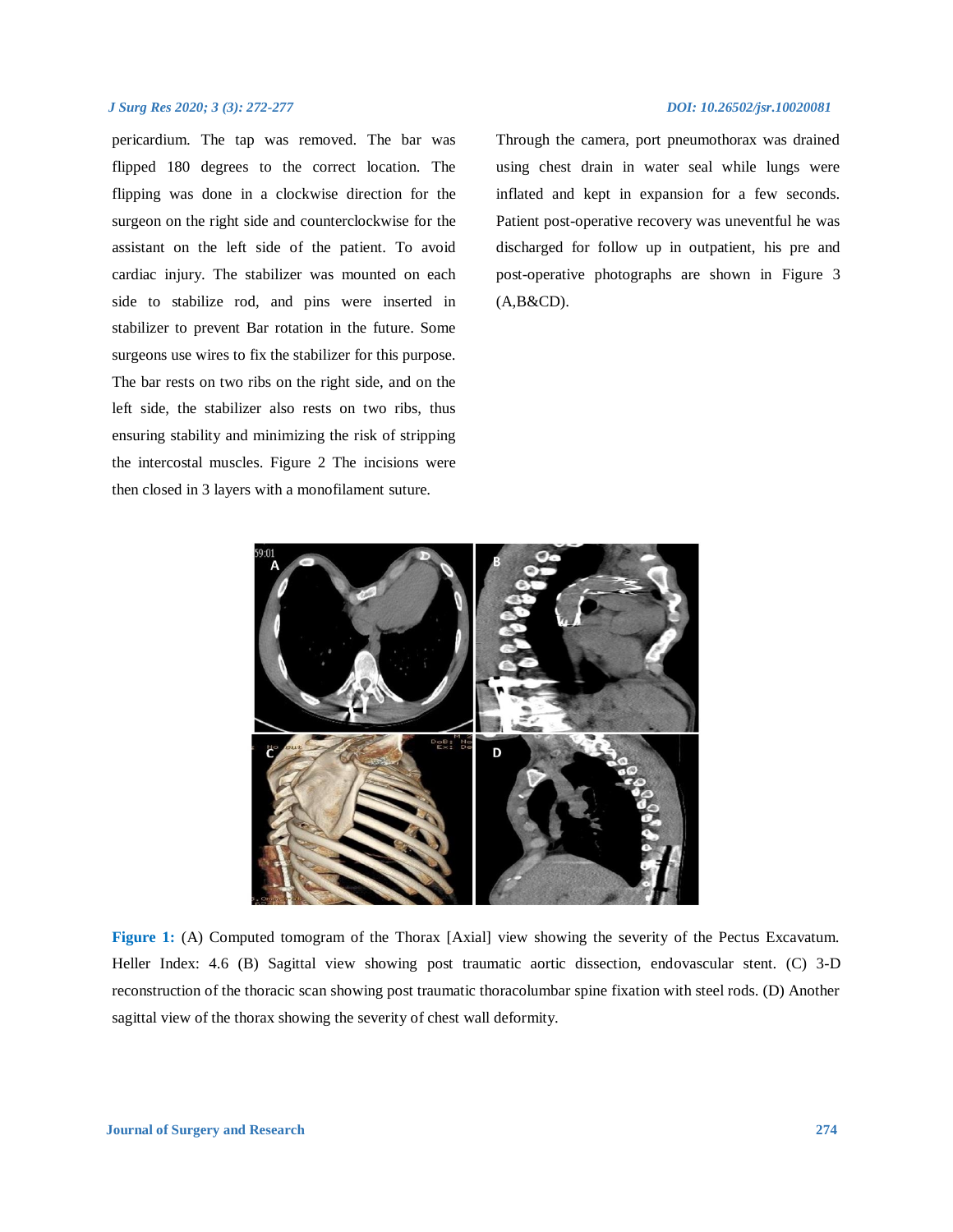pericardium. The tap was removed. The bar was flipped 180 degrees to the correct location. The flipping was done in a clockwise direction for the surgeon on the right side and counterclockwise for the assistant on the left side of the patient. To avoid cardiac injury. The stabilizer was mounted on each side to stabilize rod, and pins were inserted in stabilizer to prevent Bar rotation in the future. Some surgeons use wires to fix the stabilizer for this purpose. The bar rests on two ribs on the right side, and on the left side, the stabilizer also rests on two ribs, thus ensuring stability and minimizing the risk of stripping the intercostal muscles. Figure 2 The incisions were then closed in 3 layers with a monofilament suture.

Through the camera, port pneumothorax was drained using chest drain in water seal while lungs were inflated and kept in expansion for a few seconds. Patient post-operative recovery was uneventful he was discharged for follow up in outpatient, his pre and post-operative photographs are shown in Figure 3 (A,B&CD).

**Figure 1:** (A) Computed tomogram of the Thorax [Axial] view showing the severity of the Pectus Excavatum. Heller Index: 4.6 (B) Sagittal view showing post traumatic aortic dissection, endovascular stent. (C) 3-D reconstruction of the thoracic scan showing post traumatic thoracolumbar spine fixation with steel rods. (D) Another sagittal view of the thorax showing the severity of chest wall deformity.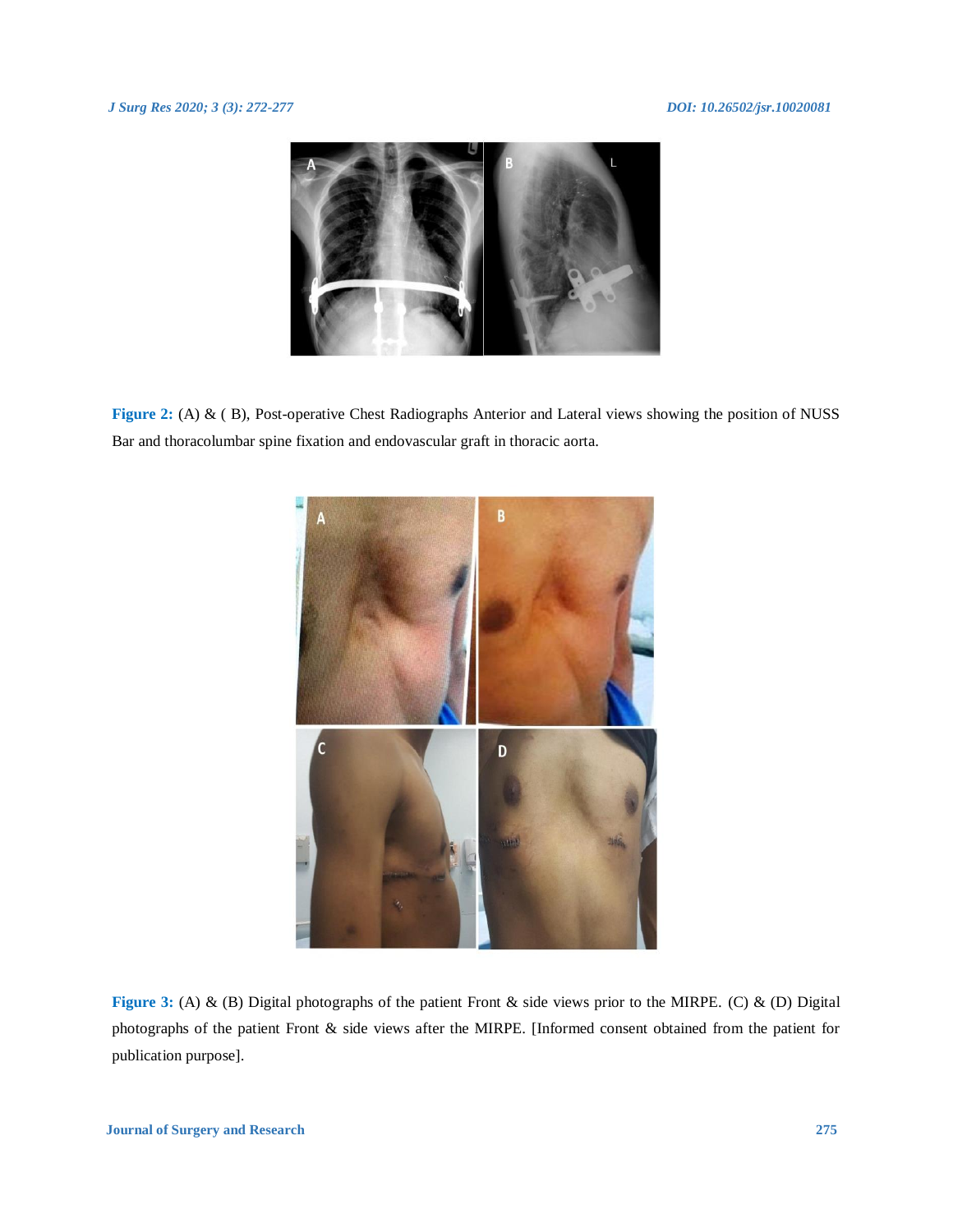**Figure 2:** (A) & ( B), Post-operative Chest Radiographs Anterior and Lateral views showing the position of NUSS Bar and thoracolumbar spine fixation and endovascular graft in thoracic aorta.

**Figure 3:** (A) & (B) Digital photographs of the patient Front & side views prior to the MIRPE. (C) & (D) Digital photographs of the patient Front & side views after the MIRPE. [Informed consent obtained from the patient for publication purpose].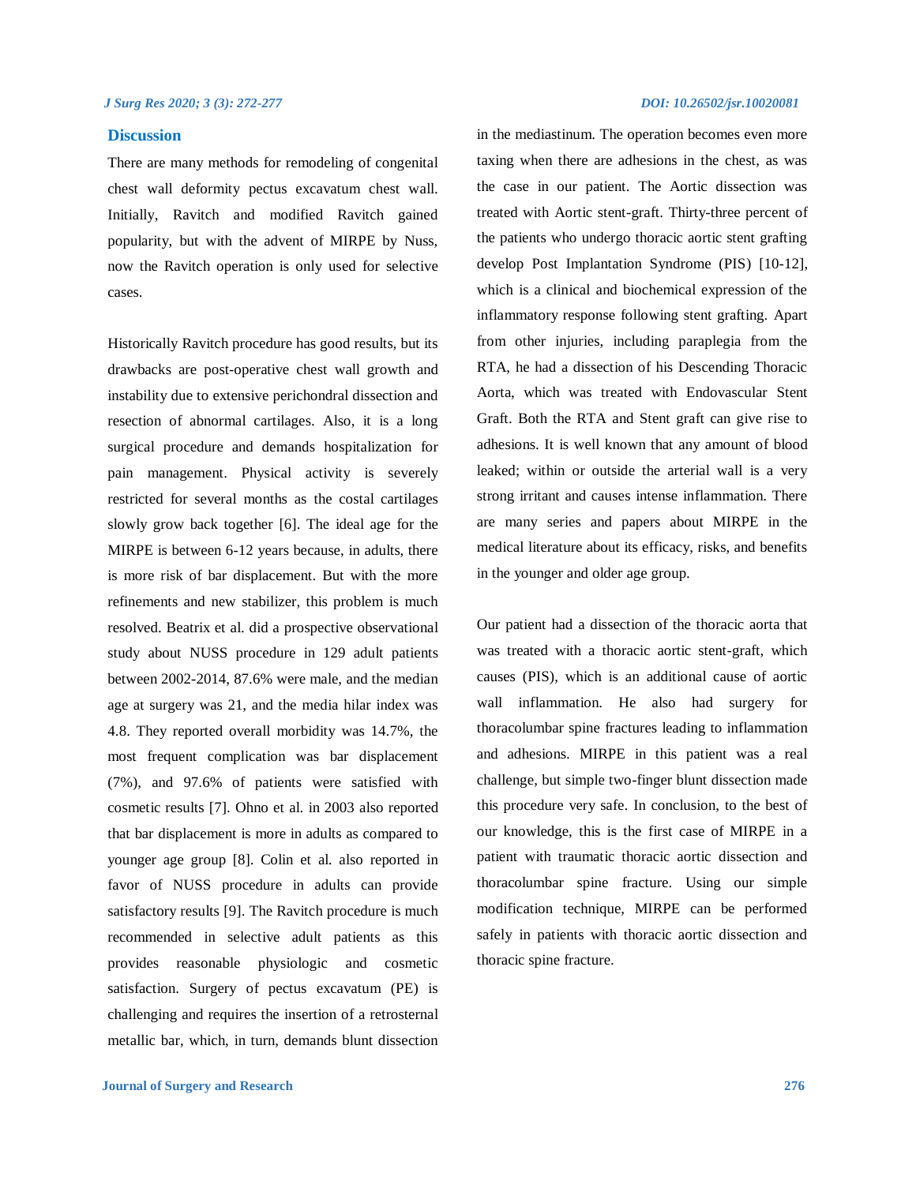## Discussion

There are many methods for remodeling of congenital chest wall deformity pectus excavatum chest wall. Initially, Ravitch and modified Ravitch gained popularity, but with the advent of MIRPE by Nuss, now the Ravitch operation is only used for selective cases.

Historically Ravitch procedure has good results, but its drawbacks are post-operative chest wall growth and instability due to extensive perichondral dissection and resection of abnormal cartilages. Also, it is a long surgical procedure and demands hospitalization for pain management. Physical activity is severely restricted for several months as the costal cartilages slowly grow back together [6]. The ideal age for the MIRPE is between 6-12 years because, in adults, there is more risk of bar displacement. But with the more refinements and new stabilizer, this problem is much resolved. Beatrix et al. did a prospective observational study about NUSS procedure in 129 adult patients between 2002-2014, 87.6% were male, and the median age at surgery was 21, and the media hilar index was 4.8. They reported overall morbidity was 14.7%, the most frequent complication was bar displacement (7%), and 97.6% of patients were satisfied with cosmetic results [7]. Ohno et al. in 2003 also reported that bar displacement is more in adults as compared to younger age group [8]. Colin et al. also reported in favor of NUSS procedure in adults can provide satisfactory results [9]. The Ravitch procedure is much recommended in selective adult patients as this provides reasonable physiologic and cosmetic satisfaction. Surgery of pectus excavatum (PE) is challenging and requires the insertion of a retrosternal metallic bar, which, in turn, demands blunt dissection in the mediastinum. The operation becomes even more taxing when there are adhesions in the chest, as was the case in our patient. The Aortic dissection was treated with Aortic stent-graft. Thirty-three percent of the patients who undergo thoracic aortic stent grafting develop Post Implantation Syndrome (PIS) [10-12], which is a clinical and biochemical expression of the inflammatory response following stent grafting. Apart from other injuries, including paraplegia from the RTA, he had a dissection of his Descending Thoracic Aorta, which was treated with Endovascular Stent Graft. Both the RTA and Stent graft can give rise to adhesions. It is well known that any amount of blood leaked; within or outside the arterial wall is a very strong irritant and causes intense inflammation. There are many series and papers about MIRPE in the medical literature about its efficacy, risks, and benefits in the younger and older age group.

Our patient had a dissection of the thoracic aorta that was treated with a thoracic aortic stent-graft, which causes (PIS), which is an additional cause of aortic wall inflammation. He also had surgery for thoracolumbar spine fractures leading to inflammation and adhesions. MIRPE in this patient was a real challenge, but simple two-finger blunt dissection made this procedure very safe. In conclusion, to the best of our knowledge, this is the first case of MIRPE in a patient with traumatic thoracic aortic dissection and thoracolumbar spine fracture. Using our simple modification technique, MIRPE can be performed safely in patients with thoracic aortic dissection and thoracic spine fracture.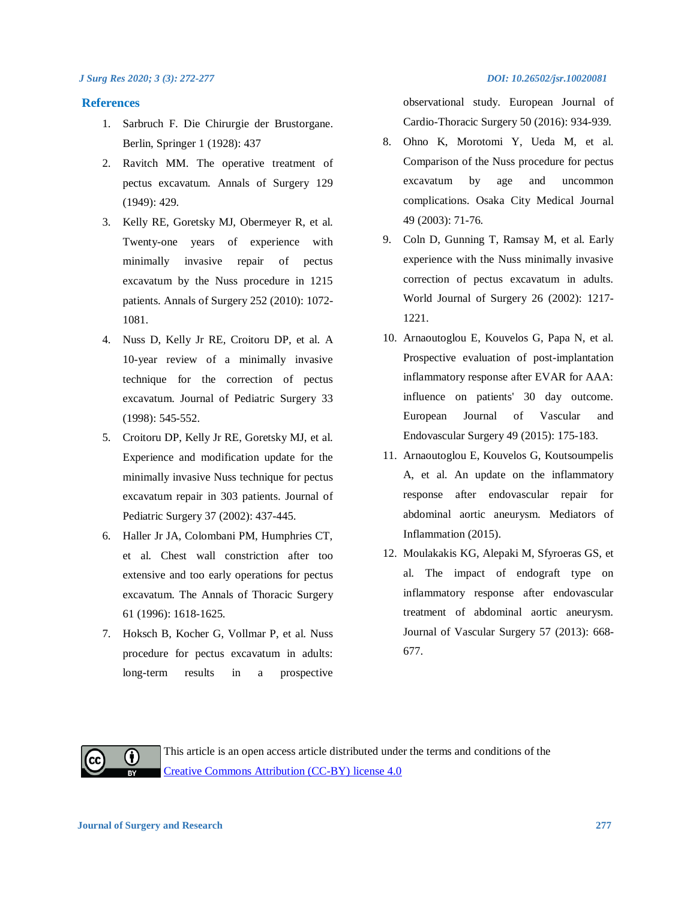## References

1. Sarbruch F. Die Chirurgie der Brustorgane. Berlin, Springer 1 (1928): 437
2. Ravitch MM. The operative treatment of pectus excavatum. Annals of Surgery 129 (1949): 429.
3. Kelly RE, Goretsky MJ, Obermeyer R, et al. Twenty-one years of experience with minimally invasive repair of pectus excavatum by the Nuss procedure in 1215 patients. Annals of Surgery 252 (2010): 1072-1081.
4. Nuss D, Kelly Jr RE, Croitoru DP, et al. A 10-year review of a minimally invasive technique for the correction of pectus excavatum. Journal of Pediatric Surgery 33 (1998): 545-552.
5. Croitoru DP, Kelly Jr RE, Goretsky MJ, et al. Experience and modification update for the minimally invasive Nuss technique for pectus excavatum repair in 303 patients. Journal of Pediatric Surgery 37 (2002): 437-445.
6. Haller Jr JA, Colombani PM, Humphries CT, et al. Chest wall constriction after too extensive and too early operations for pectus excavatum. The Annals of Thoracic Surgery 61 (1996): 1618-1625.
7. Hoksch B, Kocher G, Vollmar P, et al. Nuss procedure for pectus excavatum in adults: long-term results in a prospective observational study. European Journal of Cardio-Thoracic Surgery 50 (2016): 934-939.
8. Ohno K, Morotomi Y, Ueda M, et al. Comparison of the Nuss procedure for pectus excavatum by age and uncommon complications. Osaka City Medical Journal 49 (2003): 71-76.
9. Coln D, Gunning T, Ramsay M, et al. Early experience with the Nuss minimally invasive correction of pectus excavatum in adults. World Journal of Surgery 26 (2002): 1217-1221.
10. Arnaoutoglou E, Kouvelos G, Papa N, et al. Prospective evaluation of post-implantation inflammatory response after EVAR for AAA: influence on patients' 30 day outcome. European Journal of Vascular and Endovascular Surgery 49 (2015): 175-183.
11. Arnaoutoglou E, Kouvelos G, Koutsoumpelis A, et al. An update on the inflammatory response after endovascular repair for abdominal aortic aneurysm. Mediators of Inflammation (2015).
12. Moulakakis KG, Alepaki M, Sfyroeras GS, et al. The impact of endograft type on inflammatory response after endovascular treatment of abdominal aortic aneurysm. Journal of Vascular Surgery 57 (2013): 668-677.

This article is an open access article distributed under the terms and conditions of the [Creative Commons Attribution (CC-BY) license 4.0]